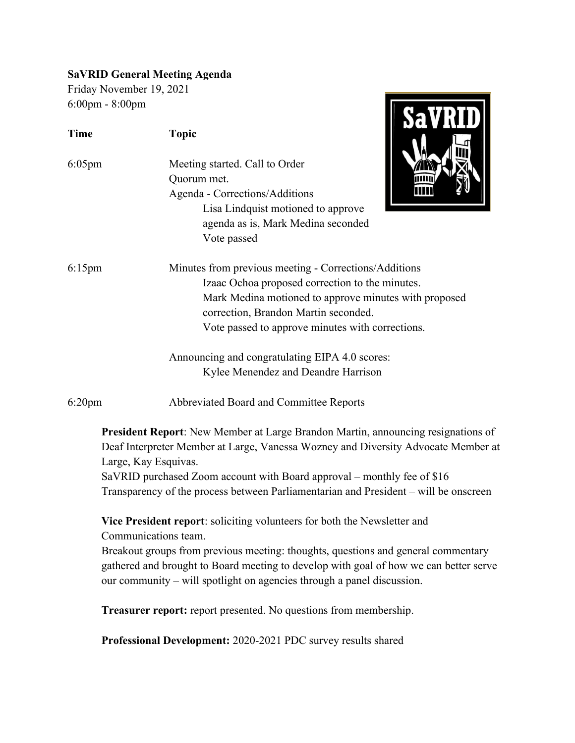**SaVRID General Meeting Agenda**

Friday November 19, 2021

6:00pm - 8:00pm

| Time | Topic |
|---|---|
| 6:05pm | Meeting started. Call to Order<br>Quorum met.<br>Agenda - Corrections/Additions<br>Lisa Lindquist motioned to approve agenda as is, Mark Medina seconded<br>Vote passed |
| 6:15pm | Minutes from previous meeting - Corrections/Additions<br>Izaac Ochoa proposed correction to the minutes.<br>Mark Medina motioned to approve minutes with proposed correction, Brandon Martin seconded.<br>Vote passed to approve minutes with corrections.<br><br>Announcing and congratulating EIPA 4.0 scores:<br>Kylee Menendez and Deandre Harrison |
| 6:20pm | Abbreviated Board and Committee Reports |

**President Report**: New Member at Large Brandon Martin, announcing resignations of Deaf Interpreter Member at Large, Vanessa Wozney and Diversity Advocate Member at Large, Kay Esquivas.

SaVRID purchased Zoom account with Board approval – monthly fee of $16

Transparency of the process between Parliamentarian and President – will be onscreen

**Vice President report**: soliciting volunteers for both the Newsletter and Communications team.

Breakout groups from previous meeting: thoughts, questions and general commentary gathered and brought to Board meeting to develop with goal of how we can better serve our community – will spotlight on agencies through a panel discussion.

**Treasurer report:** report presented. No questions from membership.

**Professional Development:** 2020-2021 PDC survey results shared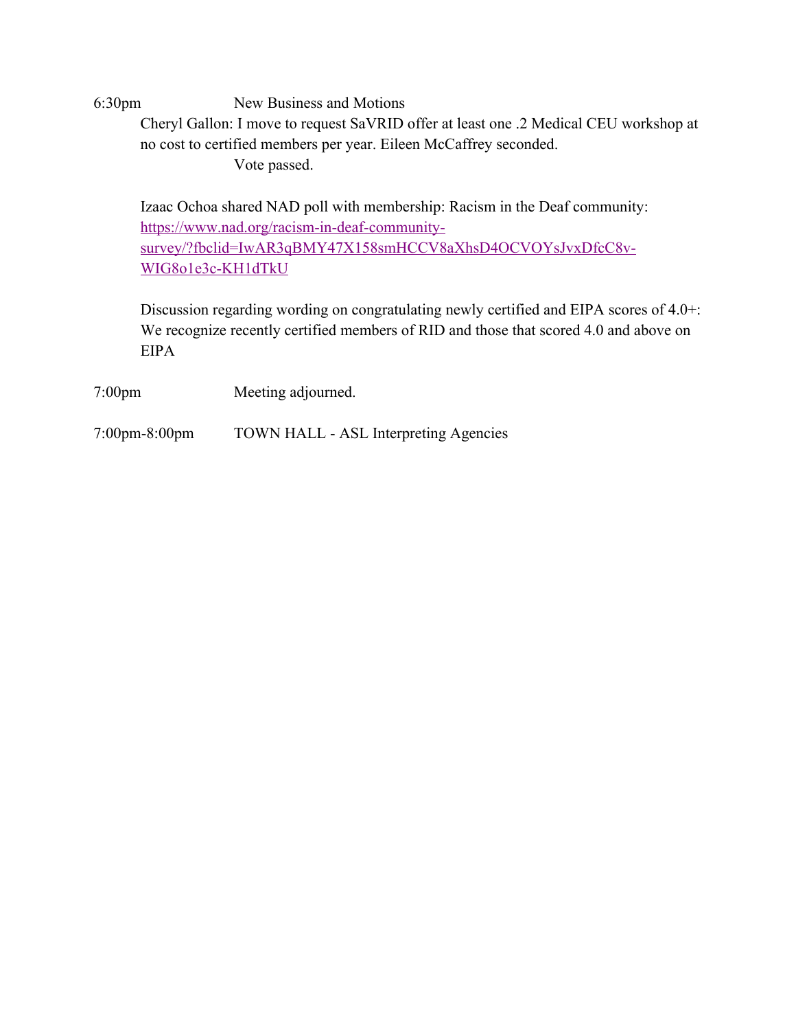6:30pm New Business and Motions

Cheryl Gallon: I move to request SaVRID offer at least one .2 Medical CEU workshop at no cost to certified members per year. Eileen McCaffrey seconded.

Vote passed.

Izaac Ochoa shared NAD poll with membership: Racism in the Deaf community: [https://www.nad.org/racism-in-deaf-community-survey/?fbclid=IwAR3qBMY47X158smHCCV8aXhsD4OCVOYsJvxDfcC8v-WIG8o1e3c-KH1dTkU](https://www.nad.org/racism-in-deaf-community-survey/?fbclid=IwAR3qBMY47X158smHCCV8aXhsD4OCVOYsJvxDfcC8v-WIG8o1e3c-KH1dTkU)

Discussion regarding wording on congratulating newly certified and EIPA scores of 4.0+: We recognize recently certified members of RID and those that scored 4.0 and above on EIPA

7:00pm Meeting adjourned.

7:00pm-8:00pm TOWN HALL - ASL Interpreting Agencies